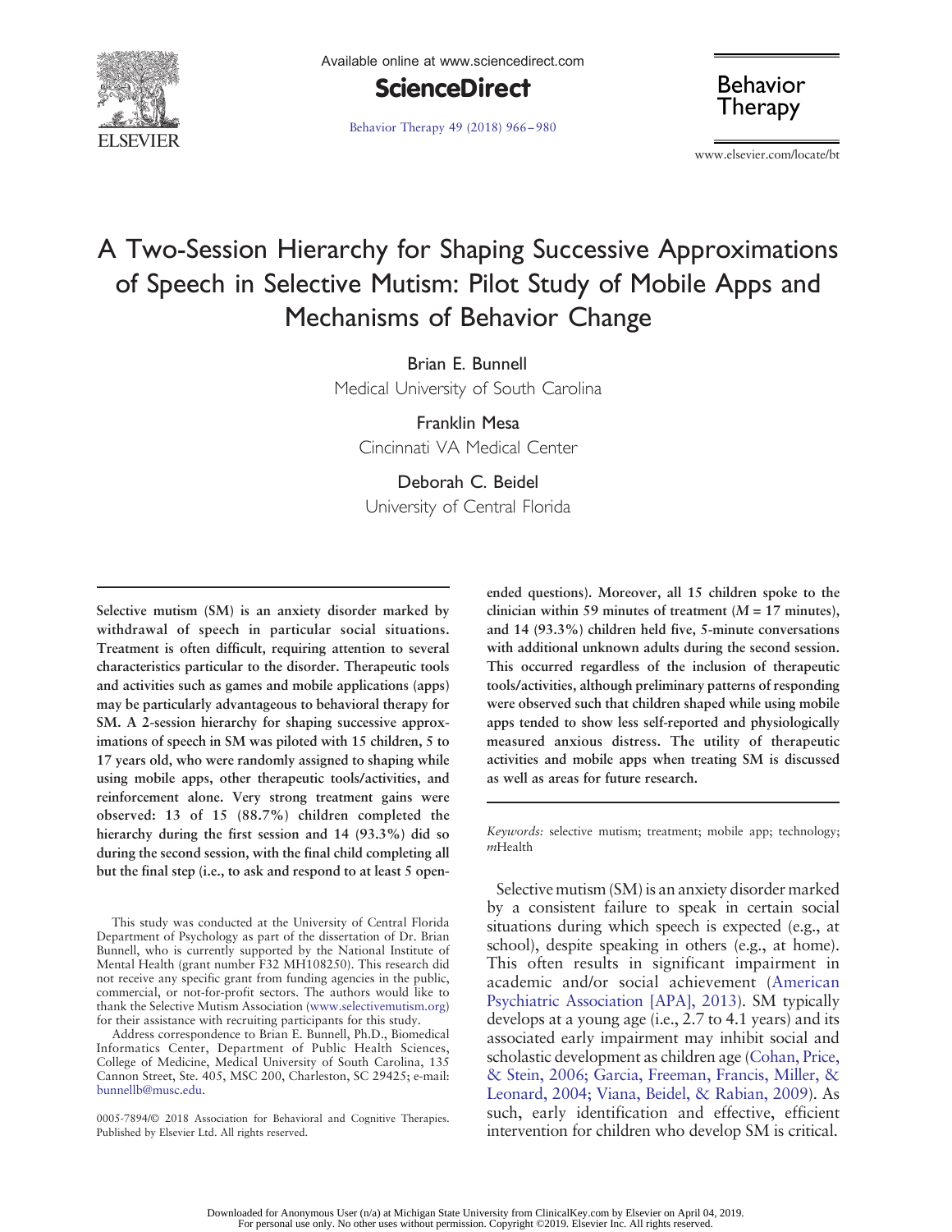# A Two-Session Hierarchy for Shaping Successive Approximations of Speech in Selective Mutism: Pilot Study of Mobile Apps and Mechanisms of Behavior Change

Brian E. Bunnell
Medical University of South Carolina

Franklin Mesa
Cincinnati VA Medical Center

Deborah C. Beidel
University of Central Florida

**Selective mutism (SM) is an anxiety disorder marked by withdrawal of speech in particular social situations. Treatment is often difficult, requiring attention to several characteristics particular to the disorder. Therapeutic tools and activities such as games and mobile applications (apps) may be particularly advantageous to behavioral therapy for SM. A 2-session hierarchy for shaping successive approximations of speech in SM was piloted with 15 children, 5 to 17 years old, who were randomly assigned to shaping while using mobile apps, other therapeutic tools/activities, and reinforcement alone. Very strong treatment gains were observed: 13 of 15 (88.7%) children completed the hierarchy during the first session and 14 (93.3%) did so during the second session, with the final child completing all but the final step (i.e., to ask and respond to at least 5 open-ended questions). Moreover, all 15 children spoke to the clinician within 59 minutes of treatment (*M* = 17 minutes), and 14 (93.3%) children held five, 5-minute conversations with additional unknown adults during the second session. This occurred regardless of the inclusion of therapeutic tools/activities, although preliminary patterns of responding were observed such that children shaped while using mobile apps tended to show less self-reported and physiologically measured anxious distress. The utility of therapeutic activities and mobile apps when treating SM is discussed as well as areas for future research.**

*Keywords:* selective mutism; treatment; mobile app; technology; *m*Health

This study was conducted at the University of Central Florida Department of Psychology as part of the dissertation of Dr. Brian Bunnell, who is currently supported by the National Institute of Mental Health (grant number F32 MH108250). This research did not receive any specific grant from funding agencies in the public, commercial, or not-for-profit sectors. The authors would like to thank the Selective Mutism Association (www.selectivemutism.org) for their assistance with recruiting participants for this study.

Address correspondence to Brian E. Bunnell, Ph.D., Biomedical Informatics Center, Department of Public Health Sciences, College of Medicine, Medical University of South Carolina, 135 Cannon Street, Ste. 405, MSC 200, Charleston, SC 29425; e-mail: bunnellb@musc.edu.

0005-7894/© 2018 Association for Behavioral and Cognitive Therapies. Published by Elsevier Ltd. All rights reserved.

Selective mutism (SM) is an anxiety disorder marked by a consistent failure to speak in certain social situations during which speech is expected (e.g., at school), despite speaking in others (e.g., at home). This often results in significant impairment in academic and/or social achievement (American Psychiatric Association [APA], 2013). SM typically develops at a young age (i.e., 2.7 to 4.1 years) and its associated early impairment may inhibit social and scholastic development as children age (Cohan, Price, & Stein, 2006; Garcia, Freeman, Francis, Miller, & Leonard, 2004; Viana, Beidel, & Rabian, 2009). As such, early identification and effective, efficient intervention for children who develop SM is critical.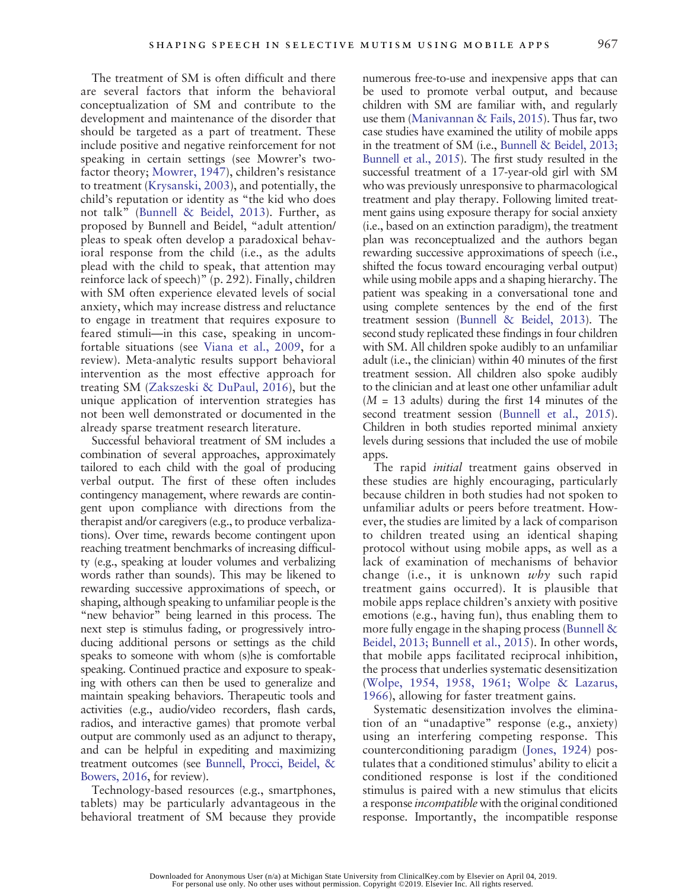The treatment of SM is often difficult and there are several factors that inform the behavioral conceptualization of SM and contribute to the development and maintenance of the disorder that should be targeted as a part of treatment. These include positive and negative reinforcement for not speaking in certain settings (see Mowrer's two-factor theory; Mowrer, 1947), children's resistance to treatment (Krysanski, 2003), and potentially, the child's reputation or identity as "the kid who does not talk" (Bunnell & Beidel, 2013). Further, as proposed by Bunnell and Beidel, "adult attention/pleas to speak often develop a paradoxical behavioral response from the child (i.e., as the adults plead with the child to speak, that attention may reinforce lack of speech)" (p. 292). Finally, children with SM often experience elevated levels of social anxiety, which may increase distress and reluctance to engage in treatment that requires exposure to feared stimuli—in this case, speaking in uncomfortable situations (see Viana et al., 2009, for a review). Meta-analytic results support behavioral intervention as the most effective approach for treating SM (Zakszeski & DuPaul, 2016), but the unique application of intervention strategies has not been well demonstrated or documented in the already sparse treatment research literature.

Successful behavioral treatment of SM includes a combination of several approaches, approximately tailored to each child with the goal of producing verbal output. The first of these often includes contingency management, where rewards are contingent upon compliance with directions from the therapist and/or caregivers (e.g., to produce verbalizations). Over time, rewards become contingent upon reaching treatment benchmarks of increasing difficulty (e.g., speaking at louder volumes and verbalizing words rather than sounds). This may be likened to rewarding successive approximations of speech, or shaping, although speaking to unfamiliar people is the "new behavior" being learned in this process. The next step is stimulus fading, or progressively introducing additional persons or settings as the child speaks to someone with whom (s)he is comfortable speaking. Continued practice and exposure to speaking with others can then be used to generalize and maintain speaking behaviors. Therapeutic tools and activities (e.g., audio/video recorders, flash cards, radios, and interactive games) that promote verbal output are commonly used as an adjunct to therapy, and can be helpful in expediting and maximizing treatment outcomes (see Bunnell, Procci, Beidel, & Bowers, 2016, for review).

Technology-based resources (e.g., smartphones, tablets) may be particularly advantageous in the behavioral treatment of SM because they provide numerous free-to-use and inexpensive apps that can be used to promote verbal output, and because children with SM are familiar with, and regularly use them (Manivannan & Fails, 2015). Thus far, two case studies have examined the utility of mobile apps in the treatment of SM (i.e., Bunnell & Beidel, 2013; Bunnell et al., 2015). The first study resulted in the successful treatment of a 17-year-old girl with SM who was previously unresponsive to pharmacological treatment and play therapy. Following limited treatment gains using exposure therapy for social anxiety (i.e., based on an extinction paradigm), the treatment plan was reconceptualized and the authors began rewarding successive approximations of speech (i.e., shifted the focus toward encouraging verbal output) while using mobile apps and a shaping hierarchy. The patient was speaking in a conversational tone and using complete sentences by the end of the first treatment session (Bunnell & Beidel, 2013). The second study replicated these findings in four children with SM. All children spoke audibly to an unfamiliar adult (i.e., the clinician) within 40 minutes of the first treatment session. All children also spoke audibly to the clinician and at least one other unfamiliar adult ($M$ = 13 adults) during the first 14 minutes of the second treatment session (Bunnell et al., 2015). Children in both studies reported minimal anxiety levels during sessions that included the use of mobile apps.

The rapid *initial* treatment gains observed in these studies are highly encouraging, particularly because children in both studies had not spoken to unfamiliar adults or peers before treatment. However, the studies are limited by a lack of comparison to children treated using an identical shaping protocol without using mobile apps, as well as a lack of examination of mechanisms of behavior change (i.e., it is unknown *why* such rapid treatment gains occurred). It is plausible that mobile apps replace children's anxiety with positive emotions (e.g., having fun), thus enabling them to more fully engage in the shaping process (Bunnell & Beidel, 2013; Bunnell et al., 2015). In other words, that mobile apps facilitated reciprocal inhibition, the process that underlies systematic desensitization (Wolpe, 1954, 1958, 1961; Wolpe & Lazarus, 1966), allowing for faster treatment gains.

Systematic desensitization involves the elimination of an "unadaptive" response (e.g., anxiety) using an interfering competing response. This counterconditioning paradigm (Jones, 1924) postulates that a conditioned stimulus' ability to elicit a conditioned response is lost if the conditioned stimulus is paired with a new stimulus that elicits a response *incompatible* with the original conditioned response. Importantly, the incompatible response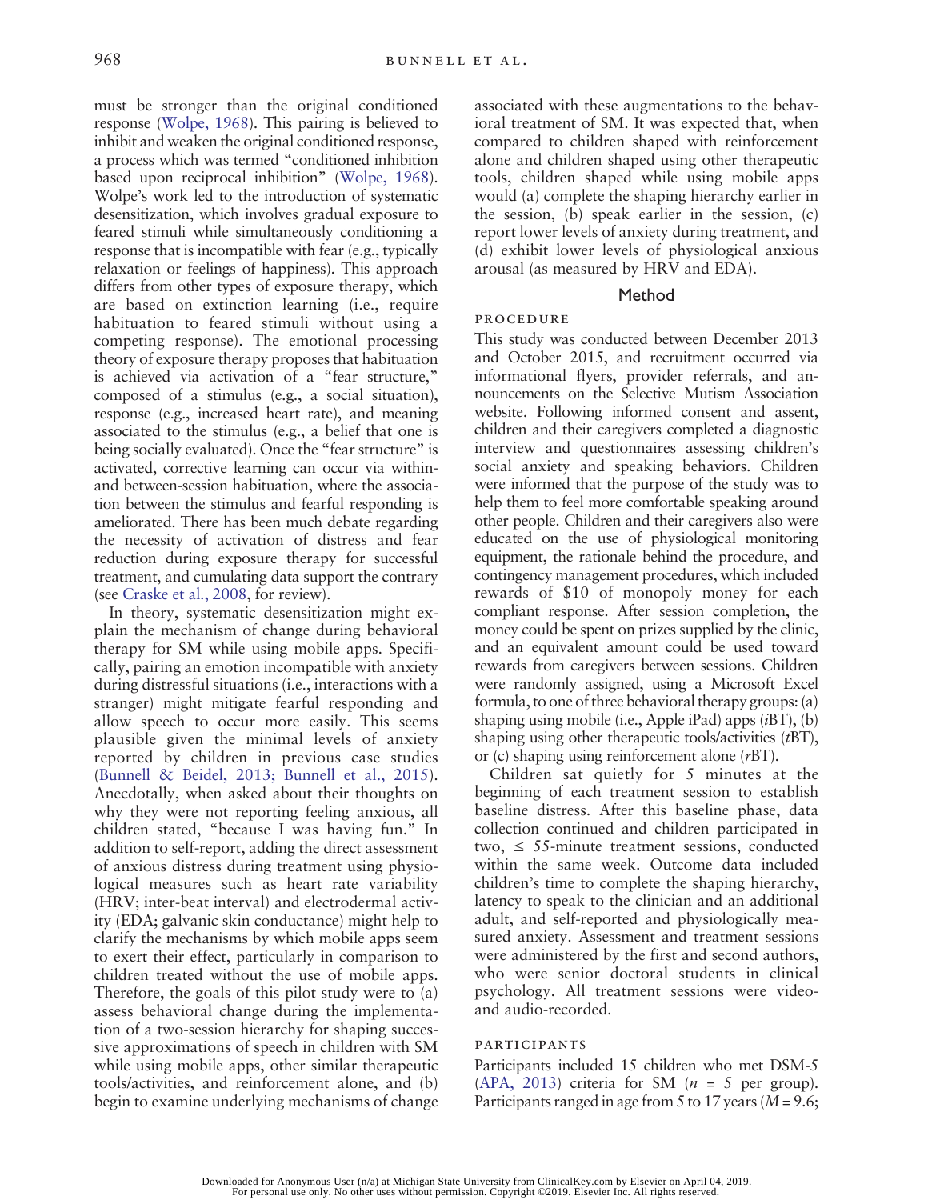must be stronger than the original conditioned response (Wolpe, 1968). This pairing is believed to inhibit and weaken the original conditioned response, a process which was termed "conditioned inhibition based upon reciprocal inhibition" (Wolpe, 1968). Wolpe's work led to the introduction of systematic desensitization, which involves gradual exposure to feared stimuli while simultaneously conditioning a response that is incompatible with fear (e.g., typically relaxation or feelings of happiness). This approach differs from other types of exposure therapy, which are based on extinction learning (i.e., require habituation to feared stimuli without using a competing response). The emotional processing theory of exposure therapy proposes that habituation is achieved via activation of a "fear structure," composed of a stimulus (e.g., a social situation), response (e.g., increased heart rate), and meaning associated to the stimulus (e.g., a belief that one is being socially evaluated). Once the "fear structure" is activated, corrective learning can occur via within- and between-session habituation, where the association between the stimulus and fearful responding is ameliorated. There has been much debate regarding the necessity of activation of distress and fear reduction during exposure therapy for successful treatment, and cumulating data support the contrary (see Craske et al., 2008, for review).

In theory, systematic desensitization might explain the mechanism of change during behavioral therapy for SM while using mobile apps. Specifically, pairing an emotion incompatible with anxiety during distressful situations (i.e., interactions with a stranger) might mitigate fearful responding and allow speech to occur more easily. This seems plausible given the minimal levels of anxiety reported by children in previous case studies (Bunnell & Beidel, 2013; Bunnell et al., 2015). Anecdotally, when asked about their thoughts on why they were not reporting feeling anxious, all children stated, "because I was having fun." In addition to self-report, adding the direct assessment of anxious distress during treatment using physiological measures such as heart rate variability (HRV; inter-beat interval) and electrodermal activity (EDA; galvanic skin conductance) might help to clarify the mechanisms by which mobile apps seem to exert their effect, particularly in comparison to children treated without the use of mobile apps. Therefore, the goals of this pilot study were to (a) assess behavioral change during the implementation of a two-session hierarchy for shaping successive approximations of speech in children with SM while using mobile apps, other similar therapeutic tools/activities, and reinforcement alone, and (b) begin to examine underlying mechanisms of change associated with these augmentations to the behavioral treatment of SM. It was expected that, when compared to children shaped with reinforcement alone and children shaped using other therapeutic tools, children shaped while using mobile apps would (a) complete the shaping hierarchy earlier in the session, (b) speak earlier in the session, (c) report lower levels of anxiety during treatment, and (d) exhibit lower levels of physiological anxious arousal (as measured by HRV and EDA).

## Method

### PROCEDURE

This study was conducted between December 2013 and October 2015, and recruitment occurred via informational flyers, provider referrals, and announcements on the Selective Mutism Association website. Following informed consent and assent, children and their caregivers completed a diagnostic interview and questionnaires assessing children's social anxiety and speaking behaviors. Children were informed that the purpose of the study was to help them to feel more comfortable speaking around other people. Children and their caregivers also were educated on the use of physiological monitoring equipment, the rationale behind the procedure, and contingency management procedures, which included rewards of $10 of monopoly money for each compliant response. After session completion, the money could be spent on prizes supplied by the clinic, and an equivalent amount could be used toward rewards from caregivers between sessions. Children were randomly assigned, using a Microsoft Excel formula, to one of three behavioral therapy groups: (a) shaping using mobile (i.e., Apple iPad) apps (*i*BT), (b) shaping using other therapeutic tools/activities (*t*BT), or (c) shaping using reinforcement alone (*r*BT).

Children sat quietly for 5 minutes at the beginning of each treatment session to establish baseline distress. After this baseline phase, data collection continued and children participated in two, ≤ 55-minute treatment sessions, conducted within the same week. Outcome data included children's time to complete the shaping hierarchy, latency to speak to the clinician and an additional adult, and self-reported and physiologically measured anxiety. Assessment and treatment sessions were administered by the first and second authors, who were senior doctoral students in clinical psychology. All treatment sessions were video- and audio-recorded.

### PARTICIPANTS

Participants included 15 children who met DSM-5 (APA, 2013) criteria for SM ($n$ = 5 per group). Participants ranged in age from 5 to 17 years ($M$ = 9.6;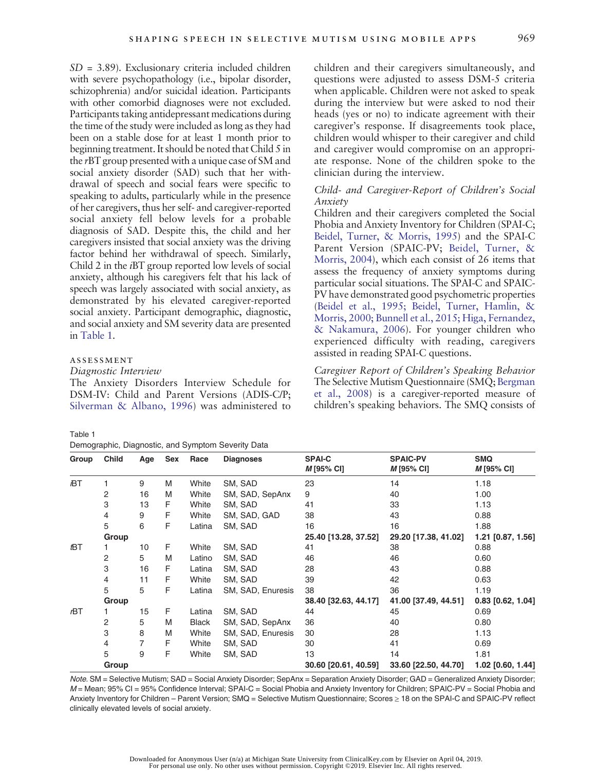*SD* = 3.89). Exclusionary criteria included children with severe psychopathology (i.e., bipolar disorder, schizophrenia) and/or suicidal ideation. Participants with other comorbid diagnoses were not excluded. Participants taking antidepressant medications during the time of the study were included as long as they had been on a stable dose for at least 1 month prior to beginning treatment. It should be noted that Child 5 in the *r*BT group presented with a unique case of SM and social anxiety disorder (SAD) such that her withdrawal of speech and social fears were specific to speaking to adults, particularly while in the presence of her caregivers, thus her self- and caregiver-reported social anxiety fell below levels for a probable diagnosis of SAD. Despite this, the child and her caregivers insisted that social anxiety was the driving factor behind her withdrawal of speech. Similarly, Child 2 in the *i*BT group reported low levels of social anxiety, although his caregivers felt that his lack of speech was largely associated with social anxiety, as demonstrated by his elevated caregiver-reported social anxiety. Participant demographic, diagnostic, and social anxiety and SM severity data are presented in Table 1.

## Assessment

### *Diagnostic Interview*

The Anxiety Disorders Interview Schedule for DSM-IV: Child and Parent Versions (ADIS-C/P; Silverman & Albano, 1996) was administered to children and their caregivers simultaneously, and questions were adjusted to assess DSM-5 criteria when applicable. Children were not asked to speak during the interview but were asked to nod their heads (yes or no) to indicate agreement with their caregiver's response. If disagreements took place, children would whisper to their caregiver and child and caregiver would compromise on an appropriate response. None of the children spoke to the clinician during the interview.

### *Child- and Caregiver-Report of Children's Social Anxiety*

Children and their caregivers completed the Social Phobia and Anxiety Inventory for Children (SPAI-C; Beidel, Turner, & Morris, 1995) and the SPAI-C Parent Version (SPAIC-PV; Beidel, Turner, & Morris, 2004), which each consist of 26 items that assess the frequency of anxiety symptoms during particular social situations. The SPAI-C and SPAIC-PV have demonstrated good psychometric properties (Beidel et al., 1995; Beidel, Turner, Hamlin, & Morris, 2000; Bunnell et al., 2015; Higa, Fernandez, & Nakamura, 2006). For younger children who experienced difficulty with reading, caregivers assisted in reading SPAI-C questions.

### *Caregiver Report of Children's Speaking Behavior*

The Selective Mutism Questionnaire (SMQ; Bergman et al., 2008) is a caregiver-reported measure of children's speaking behaviors. The SMQ consists of

Table 1
Demographic, Diagnostic, and Symptom Severity Data

| Group | Child | Age | Sex | Race | Diagnoses | SPAI-C *M* [95% CI] | SPAIC-PV *M* [95% CI] | SMQ *M* [95% CI] |
|---|---|---|---|---|---|---|---|---|
| *i*BT | 1 | 9 | M | White | SM, SAD | 23 | 14 | 1.18 |
| | 2 | 16 | M | White | SM, SAD, SepAnx | 9 | 40 | 1.00 |
| | 3 | 13 | F | White | SM, SAD | 41 | 33 | 1.13 |
| | 4 | 9 | F | White | SM, SAD, GAD | 38 | 43 | 0.88 |
| | 5 | 6 | F | Latina | SM, SAD | 16 | 16 | 1.88 |
| | **Group** | | | | | **25.40 [13.28, 37.52]** | **29.20 [17.38, 41.02]** | **1.21 [0.87, 1.56]** |
| *t*BT | 1 | 10 | F | White | SM, SAD | 41 | 38 | 0.88 |
| | 2 | 5 | M | Latino | SM, SAD | 46 | 46 | 0.60 |
| | 3 | 16 | F | Latina | SM, SAD | 28 | 43 | 0.88 |
| | 4 | 11 | F | White | SM, SAD | 39 | 42 | 0.63 |
| | 5 | 5 | F | Latina | SM, SAD, Enuresis | 38 | 36 | 1.19 |
| | **Group** | | | | | **38.40 [32.63, 44.17]** | **41.00 [37.49, 44.51]** | **0.83 [0.62, 1.04]** |
| *r*BT | 1 | 15 | F | Latina | SM, SAD | 44 | 45 | 0.69 |
| | 2 | 5 | M | Black | SM, SAD, SepAnx | 36 | 40 | 0.80 |
| | 3 | 8 | M | White | SM, SAD, Enuresis | 30 | 28 | 1.13 |
| | 4 | 7 | F | White | SM, SAD | 30 | 41 | 0.69 |
| | 5 | 9 | F | White | SM, SAD | 13 | 14 | 1.81 |
| | **Group** | | | | | **30.60 [20.61, 40.59]** | **33.60 [22.50, 44.70]** | **1.02 [0.60, 1.44]** |

*Note.* SM = Selective Mutism; SAD = Social Anxiety Disorder; SepAnx = Separation Anxiety Disorder; GAD = Generalized Anxiety Disorder; *M* = Mean; 95% CI = 95% Confidence Interval; SPAI-C = Social Phobia and Anxiety Inventory for Children; SPAIC-PV = Social Phobia and Anxiety Inventory for Children – Parent Version; SMQ = Selective Mutism Questionnaire; Scores ≥ 18 on the SPAI-C and SPAIC-PV reflect clinically elevated levels of social anxiety.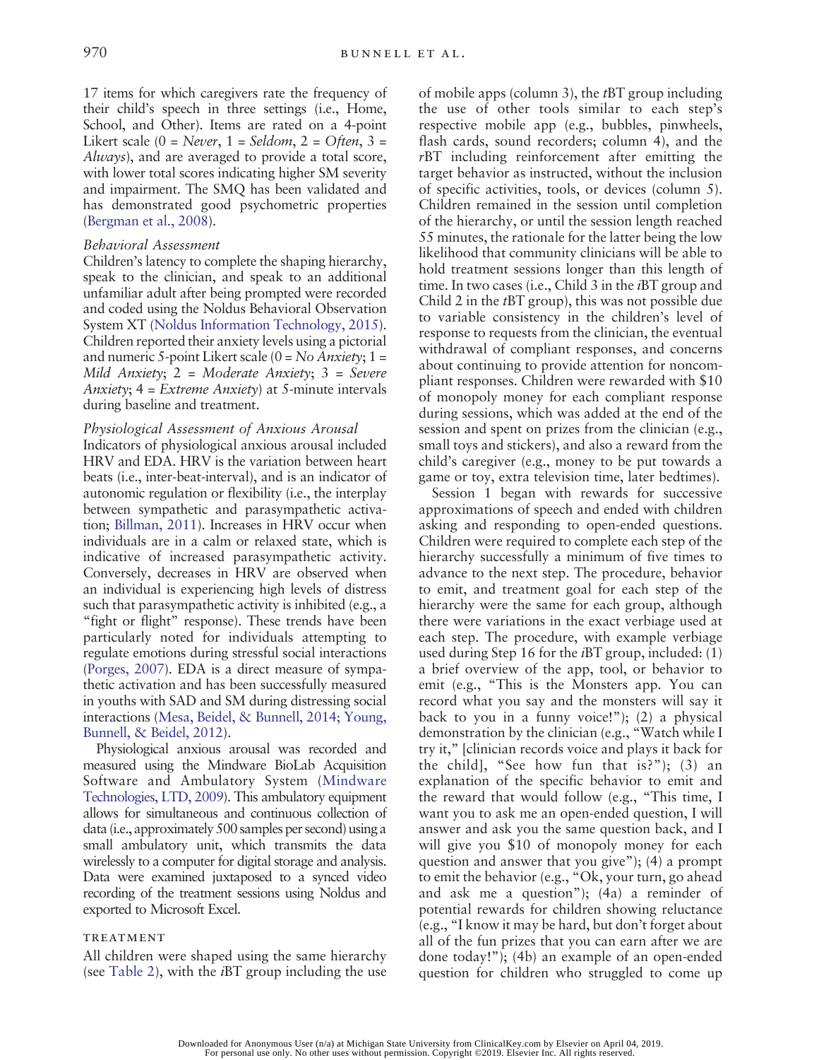17 items for which caregivers rate the frequency of their child's speech in three settings (i.e., Home, School, and Other). Items are rated on a 4-point Likert scale (0 = *Never*, 1 = *Seldom*, 2 = *Often*, 3 = *Always*), and are averaged to provide a total score, with lower total scores indicating higher SM severity and impairment. The SMQ has been validated and has demonstrated good psychometric properties (Bergman et al., 2008).

### *Behavioral Assessment*

Children's latency to complete the shaping hierarchy, speak to the clinician, and speak to an additional unfamiliar adult after being prompted were recorded and coded using the Noldus Behavioral Observation System XT (Noldus Information Technology, 2015). Children reported their anxiety levels using a pictorial and numeric 5-point Likert scale (0 = *No Anxiety*; 1 = *Mild Anxiety*; 2 = *Moderate Anxiety*; 3 = *Severe Anxiety*; 4 = *Extreme Anxiety*) at 5-minute intervals during baseline and treatment.

### *Physiological Assessment of Anxious Arousal*

Indicators of physiological anxious arousal included HRV and EDA. HRV is the variation between heart beats (i.e., inter-beat-interval), and is an indicator of autonomic regulation or flexibility (i.e., the interplay between sympathetic and parasympathetic activation; Billman, 2011). Increases in HRV occur when individuals are in a calm or relaxed state, which is indicative of increased parasympathetic activity. Conversely, decreases in HRV are observed when an individual is experiencing high levels of distress such that parasympathetic activity is inhibited (e.g., a "fight or flight" response). These trends have been particularly noted for individuals attempting to regulate emotions during stressful social interactions (Porges, 2007). EDA is a direct measure of sympathetic activation and has been successfully measured in youths with SAD and SM during distressing social interactions (Mesa, Beidel, & Bunnell, 2014; Young, Bunnell, & Beidel, 2012).

Physiological anxious arousal was recorded and measured using the Mindware BioLab Acquisition Software and Ambulatory System (Mindware Technologies, LTD, 2009). This ambulatory equipment allows for simultaneous and continuous collection of data (i.e., approximately 500 samples per second) using a small ambulatory unit, which transmits the data wirelessly to a computer for digital storage and analysis. Data were examined juxtaposed to a synced video recording of the treatment sessions using Noldus and exported to Microsoft Excel.

## TREATMENT

All children were shaped using the same hierarchy (see Table 2), with the *i*BT group including the use of mobile apps (column 3), the *t*BT group including the use of other tools similar to each step's respective mobile app (e.g., bubbles, pinwheels, flash cards, sound recorders; column 4), and the *r*BT including reinforcement after emitting the target behavior as instructed, without the inclusion of specific activities, tools, or devices (column 5). Children remained in the session until completion of the hierarchy, or until the session length reached 55 minutes, the rationale for the latter being the low likelihood that community clinicians will be able to hold treatment sessions longer than this length of time. In two cases (i.e., Child 3 in the *i*BT group and Child 2 in the *t*BT group), this was not possible due to variable consistency in the children's level of response to requests from the clinician, the eventual withdrawal of compliant responses, and concerns about continuing to provide attention for noncompliant responses. Children were rewarded with $10 of monopoly money for each compliant response during sessions, which was added at the end of the session and spent on prizes from the clinician (e.g., small toys and stickers), and also a reward from the child's caregiver (e.g., money to be put towards a game or toy, extra television time, later bedtimes).

Session 1 began with rewards for successive approximations of speech and ended with children asking and responding to open-ended questions. Children were required to complete each step of the hierarchy successfully a minimum of five times to advance to the next step. The procedure, behavior to emit, and treatment goal for each step of the hierarchy were the same for each group, although there were variations in the exact verbiage used at each step. The procedure, with example verbiage used during Step 16 for the *i*BT group, included: (1) a brief overview of the app, tool, or behavior to emit (e.g., "This is the Monsters app. You can record what you say and the monsters will say it back to you in a funny voice!"); (2) a physical demonstration by the clinician (e.g., "Watch while I try it," [clinician records voice and plays it back for the child], "See how fun that is?"); (3) an explanation of the specific behavior to emit and the reward that would follow (e.g., "This time, I want you to ask me an open-ended question, I will answer and ask you the same question back, and I will give you $10 of monopoly money for each question and answer that you give"); (4) a prompt to emit the behavior (e.g., "Ok, your turn, go ahead and ask me a question"); (4a) a reminder of potential rewards for children showing reluctance (e.g., "I know it may be hard, but don't forget about all of the fun prizes that you can earn after we are done today!"); (4b) an example of an open-ended question for children who struggled to come up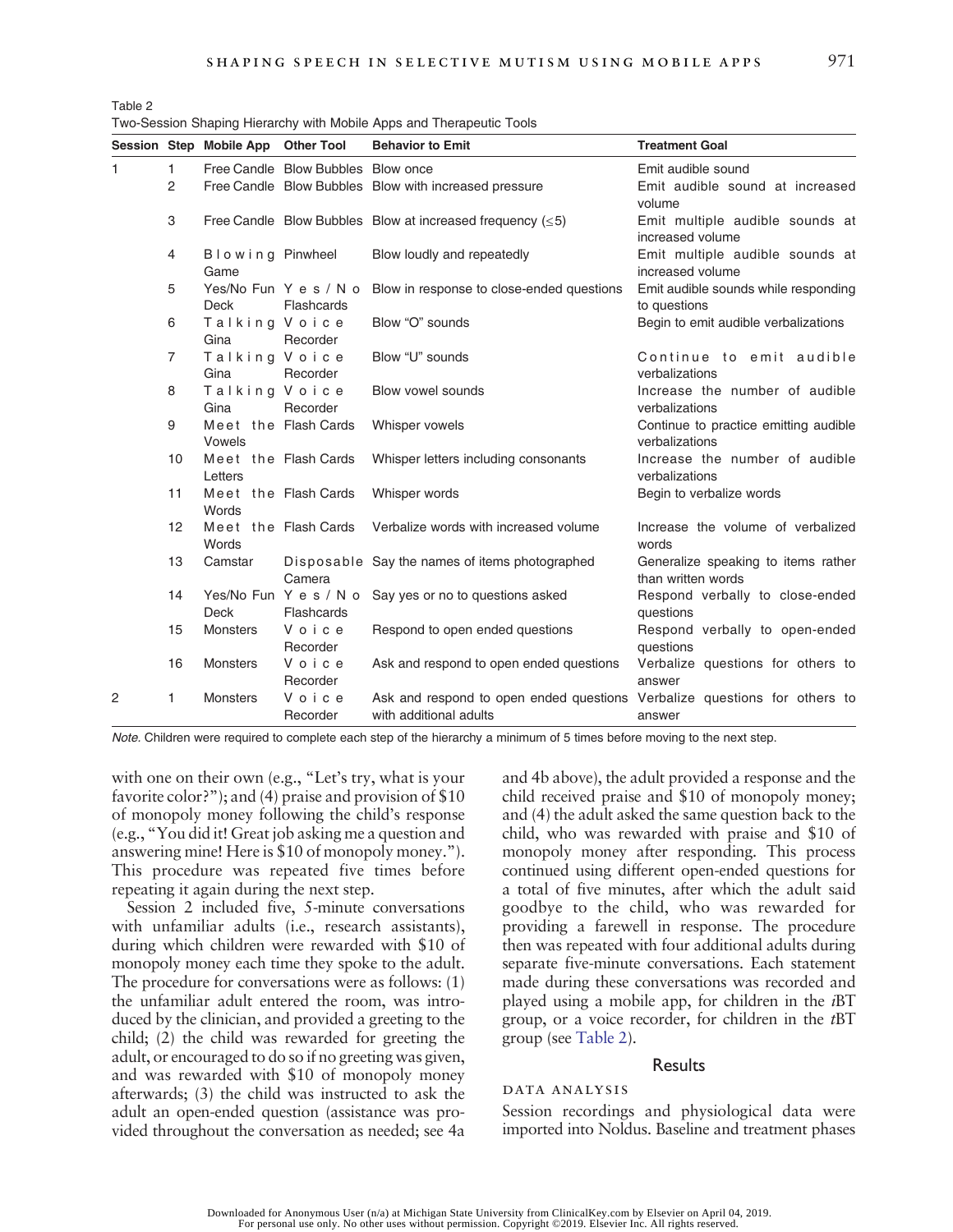Table 2
Two-Session Shaping Hierarchy with Mobile Apps and Therapeutic Tools

| Session | Step | Mobile App | Other Tool | Behavior to Emit | Treatment Goal |
|---|---|---|---|---|---|
| 1 | 1 | Free Candle | Blow Bubbles | Blow once | Emit audible sound |
| | 2 | Free Candle | Blow Bubbles | Blow with increased pressure | Emit audible sound at increased volume |
| | 3 | Free Candle | Blow Bubbles | Blow at increased frequency (≤5) | Emit multiple audible sounds at increased volume |
| | 4 | Blowing Game | Pinwheel | Blow loudly and repeatedly | Emit multiple audible sounds at increased volume |
| | 5 | Yes/No Fun Deck | Yes/No Flashcards | Blow in response to close-ended questions | Emit audible sounds while responding to questions |
| | 6 | Talking Gina | Voice Recorder | Blow "O" sounds | Begin to emit audible verbalizations |
| | 7 | Talking Gina | Voice Recorder | Blow "U" sounds | Continue to emit audible verbalizations |
| | 8 | Talking Gina | Voice Recorder | Blow vowel sounds | Increase the number of audible verbalizations |
| | 9 | Meet the Vowels | Flash Cards | Whisper vowels | Continue to practice emitting audible verbalizations |
| | 10 | Meet the Letters | Flash Cards | Whisper letters including consonants | Increase the number of audible verbalizations |
| | 11 | Meet the Words | Flash Cards | Whisper words | Begin to verbalize words |
| | 12 | Meet the Words | Flash Cards | Verbalize words with increased volume | Increase the volume of verbalized words |
| | 13 | Camstar | Disposable Camera | Say the names of items photographed | Generalize speaking to items rather than written words |
| | 14 | Yes/No Fun Deck | Yes/No Flashcards | Say yes or no to questions asked | Respond verbally to close-ended questions |
| | 15 | Monsters | Voice Recorder | Respond to open ended questions | Respond verbally to open-ended questions |
| | 16 | Monsters | Voice Recorder | Ask and respond to open ended questions | Verbalize questions for others to answer |
| 2 | 1 | Monsters | Voice Recorder | Ask and respond to open ended questions with additional adults | Verbalize questions for others to answer |

*Note.* Children were required to complete each step of the hierarchy a minimum of 5 times before moving to the next step.

with one on their own (e.g., "Let's try, what is your favorite color?"); and (4) praise and provision of $10 of monopoly money following the child's response (e.g., "You did it! Great job asking me a question and answering mine! Here is $10 of monopoly money."). This procedure was repeated five times before repeating it again during the next step.

Session 2 included five, 5-minute conversations with unfamiliar adults (i.e., research assistants), during which children were rewarded with $10 of monopoly money each time they spoke to the adult. The procedure for conversations were as follows: (1) the unfamiliar adult entered the room, was introduced by the clinician, and provided a greeting to the child; (2) the child was rewarded for greeting the adult, or encouraged to do so if no greeting was given, and was rewarded with $10 of monopoly money afterwards; (3) the child was instructed to ask the adult an open-ended question (assistance was provided throughout the conversation as needed; see 4a and 4b above), the adult provided a response and the child received praise and $10 of monopoly money; and (4) the adult asked the same question back to the child, who was rewarded with praise and $10 of monopoly money after responding. This process continued using different open-ended questions for a total of five minutes, after which the adult said goodbye to the child, who was rewarded for providing a farewell in response. The procedure then was repeated with four additional adults during separate five-minute conversations. Each statement made during these conversations was recorded and played using a mobile app, for children in the *i*BT group, or a voice recorder, for children in the *t*BT group (see Table 2).

## Results

### DATA ANALYSIS

Session recordings and physiological data were imported into Noldus. Baseline and treatment phases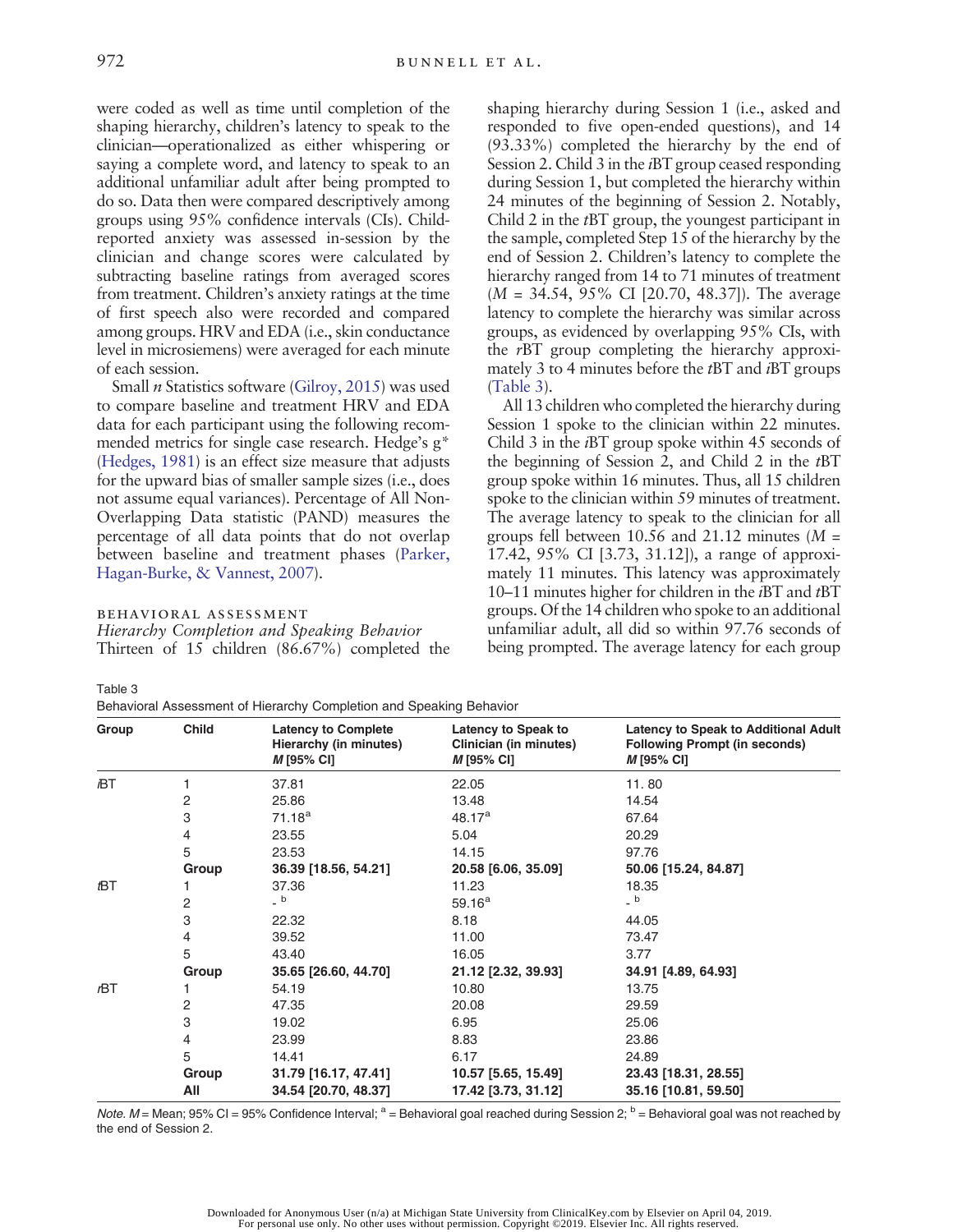were coded as well as time until completion of the shaping hierarchy, children's latency to speak to the clinician—operationalized as either whispering or saying a complete word, and latency to speak to an additional unfamiliar adult after being prompted to do so. Data then were compared descriptively among groups using 95% confidence intervals (CIs). Child-reported anxiety was assessed in-session by the clinician and change scores were calculated by subtracting baseline ratings from averaged scores from treatment. Children's anxiety ratings at the time of first speech also were recorded and compared among groups. HRV and EDA (i.e., skin conductance level in microsiemens) were averaged for each minute of each session.

Small *n* Statistics software (Gilroy, 2015) was used to compare baseline and treatment HRV and EDA data for each participant using the following recommended metrics for single case research. Hedge's g* (Hedges, 1981) is an effect size measure that adjusts for the upward bias of smaller sample sizes (i.e., does not assume equal variances). Percentage of All Non-Overlapping Data statistic (PAND) measures the percentage of all data points that do not overlap between baseline and treatment phases (Parker, Hagan-Burke, & Vannest, 2007).

## Behavioral Assessment

### *Hierarchy Completion and Speaking Behavior*

Thirteen of 15 children (86.67%) completed the shaping hierarchy during Session 1 (i.e., asked and responded to five open-ended questions), and 14 (93.33%) completed the hierarchy by the end of Session 2. Child 3 in the *i*BT group ceased responding during Session 1, but completed the hierarchy within 24 minutes of the beginning of Session 2. Notably, Child 2 in the *t*BT group, the youngest participant in the sample, completed Step 15 of the hierarchy by the end of Session 2. Children's latency to complete the hierarchy ranged from 14 to 71 minutes of treatment ($M$ = 34.54, 95% CI [20.70, 48.37]). The average latency to complete the hierarchy was similar across groups, as evidenced by overlapping 95% CIs, with the *r*BT group completing the hierarchy approximately 3 to 4 minutes before the *t*BT and *i*BT groups (Table 3).

All 13 children who completed the hierarchy during Session 1 spoke to the clinician within 22 minutes. Child 3 in the *i*BT group spoke within 45 seconds of the beginning of Session 2, and Child 2 in the *t*BT group spoke within 16 minutes. Thus, all 15 children spoke to the clinician within 59 minutes of treatment. The average latency to speak to the clinician for all groups fell between 10.56 and 21.12 minutes ($M$ = 17.42, 95% CI [3.73, 31.12]), a range of approximately 11 minutes. This latency was approximately 10–11 minutes higher for children in the *i*BT and *t*BT groups. Of the 14 children who spoke to an additional unfamiliar adult, all did so within 97.76 seconds of being prompted. The average latency for each group

Table 3
Behavioral Assessment of Hierarchy Completion and Speaking Behavior

| Group | Child | Latency to Complete Hierarchy (in minutes) *M* [95% CI] | Latency to Speak to Clinician (in minutes) *M* [95% CI] | Latency to Speak to Additional Adult Following Prompt (in seconds) *M* [95% CI] |
|---|---|---|---|---|
| *i*BT | 1 | 37.81 | 22.05 | 11. 80 |
| | 2 | 25.86 | 13.48 | 14.54 |
| | 3 | 71.18[a] | 48.17[a] | 67.64 |
| | 4 | 23.55 | 5.04 | 20.29 |
| | 5 | 23.53 | 14.15 | 97.76 |
| | **Group** | **36.39 [18.56, 54.21]** | **20.58 [6.06, 35.09]** | **50.06 [15.24, 84.87]** |
| *t*BT | 1 | 37.36 | 11.23 | 18.35 |
| | 2 | -[b] | 59.16[a] | -[b] |
| | 3 | 22.32 | 8.18 | 44.05 |
| | 4 | 39.52 | 11.00 | 73.47 |
| | 5 | 43.40 | 16.05 | 3.77 |
| | **Group** | **35.65 [26.60, 44.70]** | **21.12 [2.32, 39.93]** | **34.91 [4.89, 64.93]** |
| *r*BT | 1 | 54.19 | 10.80 | 13.75 |
| | 2 | 47.35 | 20.08 | 29.59 |
| | 3 | 19.02 | 6.95 | 25.06 |
| | 4 | 23.99 | 8.83 | 23.86 |
| | 5 | 14.41 | 6.17 | 24.89 |
| | **Group** | **31.79 [16.17, 47.41]** | **10.57 [5.65, 15.49]** | **23.43 [18.31, 28.55]** |
| | **All** | **34.54 [20.70, 48.37]** | **17.42 [3.73, 31.12]** | **35.16 [10.81, 59.50]** |

*Note. M* = Mean; 95% CI = 95% Confidence Interval; [a] = Behavioral goal reached during Session 2; [b] = Behavioral goal was not reached by the end of Session 2.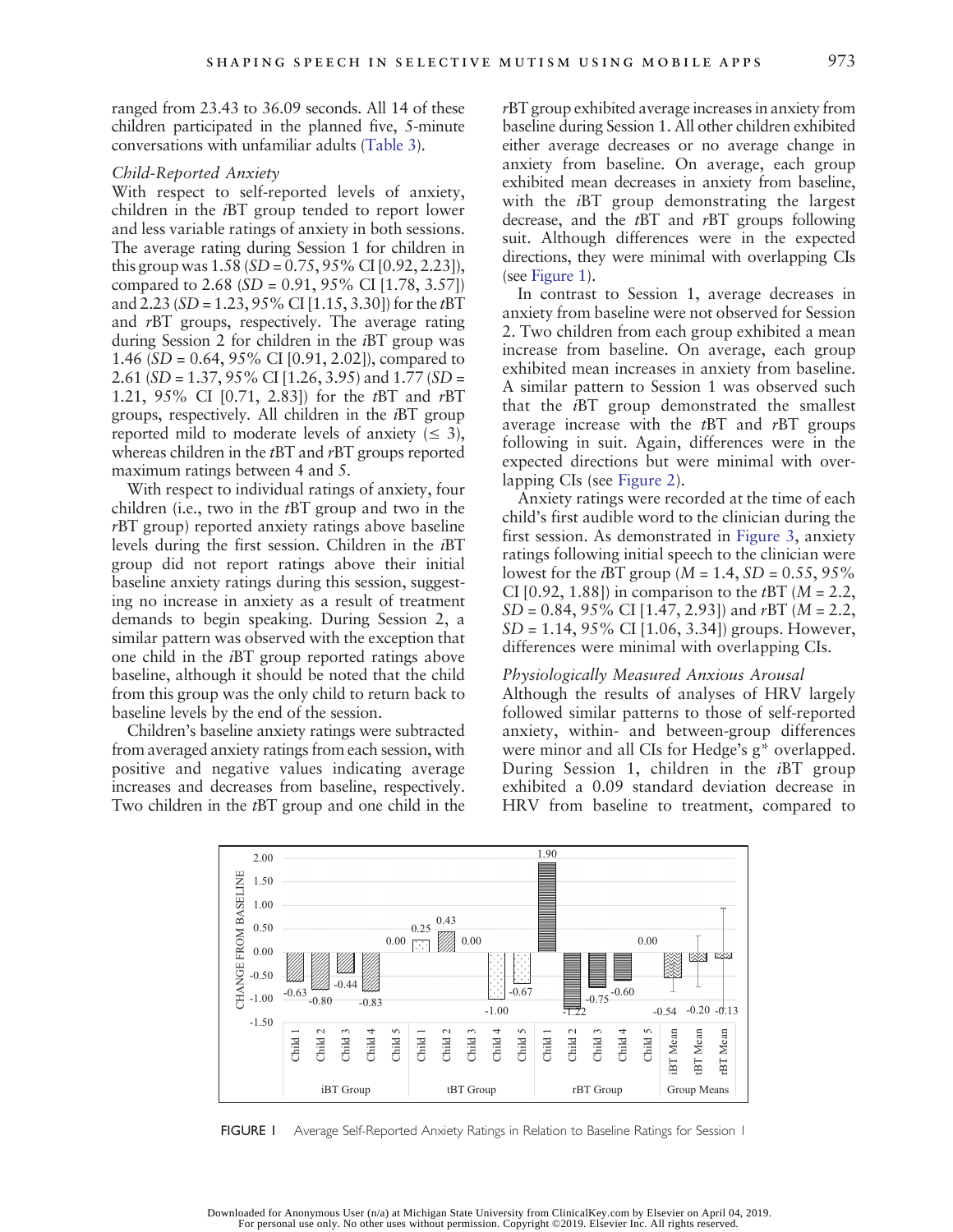ranged from 23.43 to 36.09 seconds. All 14 of these children participated in the planned five, 5-minute conversations with unfamiliar adults (Table 3).

### *Child-Reported Anxiety*

With respect to self-reported levels of anxiety, children in the *i*BT group tended to report lower and less variable ratings of anxiety in both sessions. The average rating during Session 1 for children in this group was 1.58 ($SD$ = 0.75, 95% CI [0.92, 2.23]), compared to 2.68 ($SD$ = 0.91, 95% CI [1.78, 3.57]) and 2.23 ($SD$ = 1.23, 95% CI [1.15, 3.30]) for the *t*BT and *r*BT groups, respectively. The average rating during Session 2 for children in the *i*BT group was 1.46 ($SD$ = 0.64, 95% CI [0.91, 2.02]), compared to 2.61 ($SD$ = 1.37, 95% CI [1.26, 3.95) and 1.77 ($SD$ = 1.21, 95% CI [0.71, 2.83]) for the *t*BT and *r*BT groups, respectively. All children in the *i*BT group reported mild to moderate levels of anxiety ($\leq$ 3), whereas children in the *t*BT and *r*BT groups reported maximum ratings between 4 and 5.

With respect to individual ratings of anxiety, four children (i.e., two in the *t*BT group and two in the *r*BT group) reported anxiety ratings above baseline levels during the first session. Children in the *i*BT group did not report ratings above their initial baseline anxiety ratings during this session, suggesting no increase in anxiety as a result of treatment demands to begin speaking. During Session 2, a similar pattern was observed with the exception that one child in the *i*BT group reported ratings above baseline, although it should be noted that the child from this group was the only child to return back to baseline levels by the end of the session.

Children's baseline anxiety ratings were subtracted from averaged anxiety ratings from each session, with positive and negative values indicating average increases and decreases from baseline, respectively. Two children in the *t*BT group and one child in the *r*BT group exhibited average increases in anxiety from baseline during Session 1. All other children exhibited either average decreases or no average change in anxiety from baseline. On average, each group exhibited mean decreases in anxiety from baseline, with the *i*BT group demonstrating the largest decrease, and the *t*BT and *r*BT groups following suit. Although differences were in the expected directions, they were minimal with overlapping CIs (see Figure 1).

In contrast to Session 1, average decreases in anxiety from baseline were not observed for Session 2. Two children from each group exhibited a mean increase from baseline. On average, each group exhibited mean increases in anxiety from baseline. A similar pattern to Session 1 was observed such that the *i*BT group demonstrated the smallest average increase with the *t*BT and *r*BT groups following in suit. Again, differences were in the expected directions but were minimal with overlapping CIs (see Figure 2).

Anxiety ratings were recorded at the time of each child's first audible word to the clinician during the first session. As demonstrated in Figure 3, anxiety ratings following initial speech to the clinician were lowest for the *i*BT group ($M$ = 1.4, $SD$ = 0.55, 95% CI [0.92, 1.88]) in comparison to the *t*BT ($M$ = 2.2, $SD$ = 0.84, 95% CI [1.47, 2.93]) and *r*BT ($M$ = 2.2, $SD$ = 1.14, 95% CI [1.06, 3.34]) groups. However, differences were minimal with overlapping CIs.

### *Physiologically Measured Anxious Arousal*

Although the results of analyses of HRV largely followed similar patterns to those of self-reported anxiety, within- and between-group differences were minor and all CIs for Hedge's g* overlapped. During Session 1, children in the *i*BT group exhibited a 0.09 standard deviation decrease in HRV from baseline to treatment, compared to

| Group | Child | Change from baseline |
|---|---|---|
| iBT Group | Child 1 | -0.63 |
| | Child 2 | -0.80 |
| | Child 3 | -0.44 |
| | Child 4 | -0.83 |
| | Child 5 | 0.00 |
| tBT Group | Child 1 | 0.25 |
| | Child 2 | 0.43 |
| | Child 3 | 0.00 |
| | Child 4 | -1.00 |
| | Child 5 | -0.67 |
| rBT Group | Child 1 | 1.90 |
| | Child 2 | -1.22 |
| | Child 3 | -0.75 |
| | Child 4 | -0.60 |
| | Child 5 | 0.00 |
| Group Means | iBT Mean | -0.54 |
| | tBT Mean | -0.20 |
| | rBT Mean | -0.13 |

FIGURE 1 Average Self-Reported Anxiety Ratings in Relation to Baseline Ratings for Session 1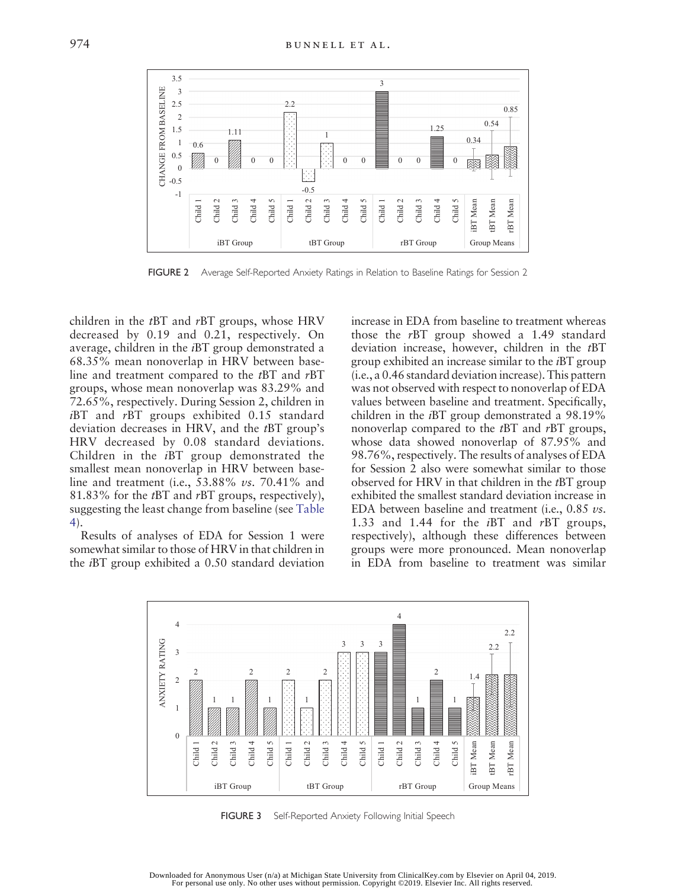FIGURE 2 Average Self-Reported Anxiety Ratings in Relation to Baseline Ratings for Session 2

children in the *t*BT and *r*BT groups, whose HRV decreased by 0.19 and 0.21, respectively. On average, children in the *i*BT group demonstrated a 68.35% mean nonoverlap in HRV between baseline and treatment compared to the *t*BT and *r*BT groups, whose mean nonoverlap was 83.29% and 72.65%, respectively. During Session 2, children in *i*BT and *r*BT groups exhibited 0.15 standard deviation decreases in HRV, and the *t*BT group's HRV decreased by 0.08 standard deviations. Children in the *i*BT group demonstrated the smallest mean nonoverlap in HRV between baseline and treatment (i.e., 53.88% *vs.* 70.41% and 81.83% for the *t*BT and *r*BT groups, respectively), suggesting the least change from baseline (see Table 4).

Results of analyses of EDA for Session 1 were somewhat similar to those of HRV in that children in the *i*BT group exhibited a 0.50 standard deviation increase in EDA from baseline to treatment whereas those the *r*BT group showed a 1.49 standard deviation increase, however, children in the *t*BT group exhibited an increase similar to the *i*BT group (i.e., a 0.46 standard deviation increase). This pattern was not observed with respect to nonoverlap of EDA values between baseline and treatment. Specifically, children in the *i*BT group demonstrated a 98.19% nonoverlap compared to the *t*BT and *r*BT groups, whose data showed nonoverlap of 87.95% and 98.76%, respectively. The results of analyses of EDA for Session 2 also were somewhat similar to those observed for HRV in that children in the *t*BT group exhibited the smallest standard deviation increase in EDA between baseline and treatment (i.e., 0.85 *vs.* 1.33 and 1.44 for the *i*BT and *r*BT groups, respectively), although these differences between groups were more pronounced. Mean nonoverlap in EDA from baseline to treatment was similar

FIGURE 3 Self-Reported Anxiety Following Initial Speech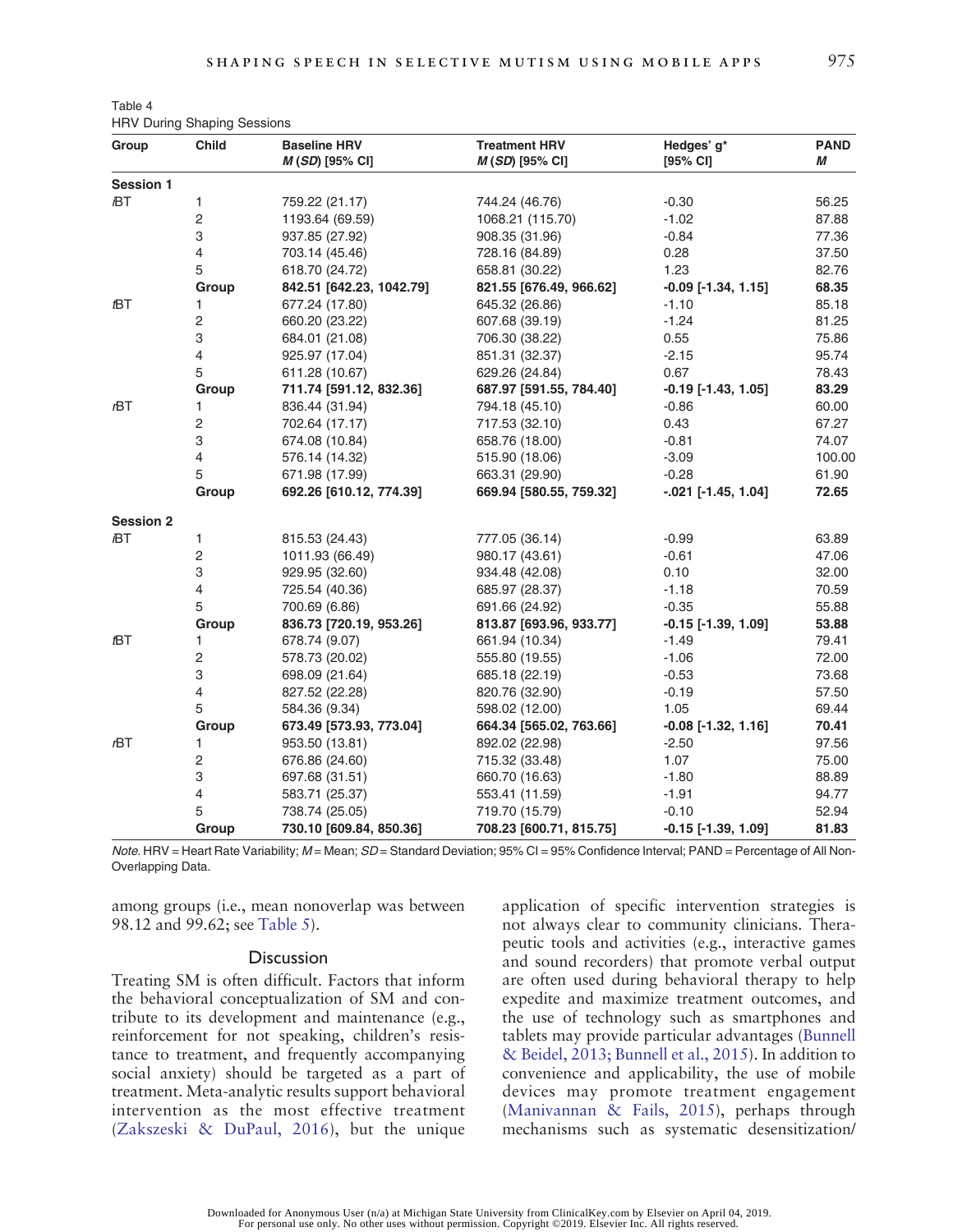Table 4
HRV During Shaping Sessions

| Group | Child | Baseline HRV *M* (*SD*) [95% CI] | Treatment HRV *M* (*SD*) [95% CI] | Hedges' g* [95% CI] | PAND *M* |
|---|---|---|---|---|---|
| **Session 1** | | | | | |
| *i*BT | 1 | 759.22 (21.17) | 744.24 (46.76) | -0.30 | 56.25 |
| | 2 | 1193.64 (69.59) | 1068.21 (115.70) | -1.02 | 87.88 |
| | 3 | 937.85 (27.92) | 908.35 (31.96) | -0.84 | 77.36 |
| | 4 | 703.14 (45.46) | 728.16 (84.89) | 0.28 | 37.50 |
| | 5 | 618.70 (24.72) | 658.81 (30.22) | 1.23 | 82.76 |
| | **Group** | **842.51 [642.23, 1042.79]** | **821.55 [676.49, 966.62]** | **-0.09 [-1.34, 1.15]** | **68.35** |
| *t*BT | 1 | 677.24 (17.80) | 645.32 (26.86) | -1.10 | 85.18 |
| | 2 | 660.20 (23.22) | 607.68 (39.19) | -1.24 | 81.25 |
| | 3 | 684.01 (21.08) | 706.30 (38.22) | 0.55 | 75.86 |
| | 4 | 925.97 (17.04) | 851.31 (32.37) | -2.15 | 95.74 |
| | 5 | 611.28 (10.67) | 629.26 (24.84) | 0.67 | 78.43 |
| | **Group** | **711.74 [591.12, 832.36]** | **687.97 [591.55, 784.40]** | **-0.19 [-1.43, 1.05]** | **83.29** |
| *r*BT | 1 | 836.44 (31.94) | 794.18 (45.10) | -0.86 | 60.00 |
| | 2 | 702.64 (17.17) | 717.53 (32.10) | 0.43 | 67.27 |
| | 3 | 674.08 (10.84) | 658.76 (18.00) | -0.81 | 74.07 |
| | 4 | 576.14 (14.32) | 515.90 (18.06) | -3.09 | 100.00 |
| | 5 | 671.98 (17.99) | 663.31 (29.90) | -0.28 | 61.90 |
| | **Group** | **692.26 [610.12, 774.39]** | **669.94 [580.55, 759.32]** | **-.021 [-1.45, 1.04]** | **72.65** |
| **Session 2** | | | | | |
| *i*BT | 1 | 815.53 (24.43) | 777.05 (36.14) | -0.99 | 63.89 |
| | 2 | 1011.93 (66.49) | 980.17 (43.61) | -0.61 | 47.06 |
| | 3 | 929.95 (32.60) | 934.48 (42.08) | 0.10 | 32.00 |
| | 4 | 725.54 (40.36) | 685.97 (28.37) | -1.18 | 70.59 |
| | 5 | 700.69 (6.86) | 691.66 (24.92) | -0.35 | 55.88 |
| | **Group** | **836.73 [720.19, 953.26]** | **813.87 [693.96, 933.77]** | **-0.15 [-1.39, 1.09]** | **53.88** |
| *t*BT | 1 | 678.74 (9.07) | 661.94 (10.34) | -1.49 | 79.41 |
| | 2 | 578.73 (20.02) | 555.80 (19.55) | -1.06 | 72.00 |
| | 3 | 698.09 (21.64) | 685.18 (22.19) | -0.53 | 73.68 |
| | 4 | 827.52 (22.28) | 820.76 (32.90) | -0.19 | 57.50 |
| | 5 | 584.36 (9.34) | 598.02 (12.00) | 1.05 | 69.44 |
| | **Group** | **673.49 [573.93, 773.04]** | **664.34 [565.02, 763.66]** | **-0.08 [-1.32, 1.16]** | **70.41** |
| *r*BT | 1 | 953.50 (13.81) | 892.02 (22.98) | -2.50 | 97.56 |
| | 2 | 676.86 (24.60) | 715.32 (33.48) | 1.07 | 75.00 |
| | 3 | 697.68 (31.51) | 660.70 (16.63) | -1.80 | 88.89 |
| | 4 | 583.71 (25.37) | 553.41 (11.59) | -1.91 | 94.77 |
| | 5 | 738.74 (25.05) | 719.70 (15.79) | -0.10 | 52.94 |
| | **Group** | **730.10 [609.84, 850.36]** | **708.23 [600.71, 815.75]** | **-0.15 [-1.39, 1.09]** | **81.83** |

*Note.* HRV = Heart Rate Variability; *M* = Mean; *SD* = Standard Deviation; 95% CI = 95% Confidence Interval; PAND = Percentage of All Non-Overlapping Data.

among groups (i.e., mean nonoverlap was between 98.12 and 99.62; see Table 5).

## Discussion

Treating SM is often difficult. Factors that inform the behavioral conceptualization of SM and contribute to its development and maintenance (e.g., reinforcement for not speaking, children's resistance to treatment, and frequently accompanying social anxiety) should be targeted as a part of treatment. Meta-analytic results support behavioral intervention as the most effective treatment (Zakszeski & DuPaul, 2016), but the unique application of specific intervention strategies is not always clear to community clinicians. Therapeutic tools and activities (e.g., interactive games and sound recorders) that promote verbal output are often used during behavioral therapy to help expedite and maximize treatment outcomes, and the use of technology such as smartphones and tablets may provide particular advantages (Bunnell & Beidel, 2013; Bunnell et al., 2015). In addition to convenience and applicability, the use of mobile devices may promote treatment engagement (Manivannan & Fails, 2015), perhaps through mechanisms such as systematic desensitization/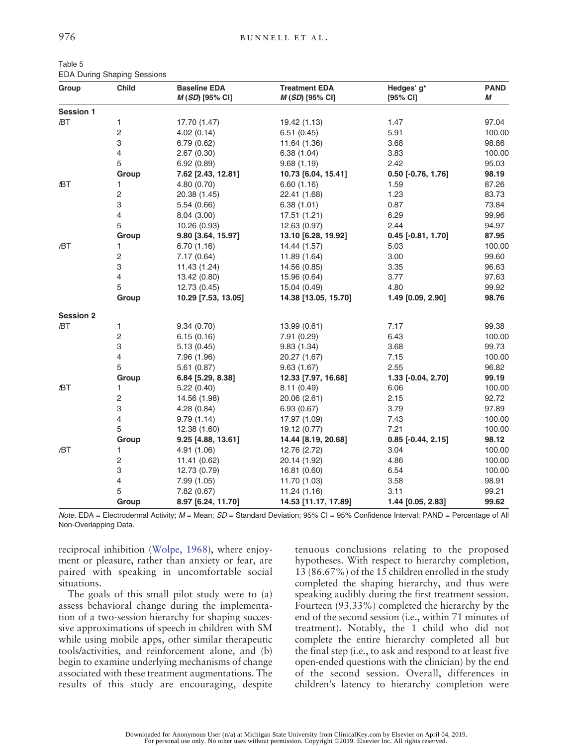Table 5
EDA During Shaping Sessions

| Group | Child | Baseline EDA *M* (*SD*) [95% CI] | Treatment EDA *M* (*SD*) [95% CI] | Hedges' g* [95% CI] | PAND *M* |
|---|---|---|---|---|---|
| **Session 1** | | | | | |
| *i*BT | 1 | 17.70 (1.47) | 19.42 (1.13) | 1.47 | 97.04 |
| | 2 | 4.02 (0.14) | 6.51 (0.45) | 5.91 | 100.00 |
| | 3 | 6.79 (0.62) | 11.64 (1.36) | 3.68 | 98.86 |
| | 4 | 2.67 (0.30) | 6.38 (1.04) | 3.83 | 100.00 |
| | 5 | 6.92 (0.89) | 9.68 (1.19) | 2.42 | 95.03 |
| | **Group** | **7.62 [2.43, 12.81]** | **10.73 [6.04, 15.41]** | **0.50 [-0.76, 1.76]** | **98.19** |
| *t*BT | 1 | 4.80 (0.70) | 6.60 (1.16) | 1.59 | 87.26 |
| | 2 | 20.38 (1.45) | 22.41 (1.68) | 1.23 | 83.73 |
| | 3 | 5.54 (0.66) | 6.38 (1.01) | 0.87 | 73.84 |
| | 4 | 8.04 (3.00) | 17.51 (1.21) | 6.29 | 99.96 |
| | 5 | 10.26 (0.93) | 12.63 (0.97) | 2.44 | 94.97 |
| | **Group** | **9.80 [3.64, 15.97]** | **13.10 [6.28, 19.92]** | **0.45 [-0.81, 1.70]** | **87.95** |
| *r*BT | 1 | 6.70 (1.16) | 14.44 (1.57) | 5.03 | 100.00 |
| | 2 | 7.17 (0.64) | 11.89 (1.64) | 3.00 | 99.60 |
| | 3 | 11.43 (1.24) | 14.56 (0.85) | 3.35 | 96.63 |
| | 4 | 13.42 (0.80) | 15.96 (0.64) | 3.77 | 97.63 |
| | 5 | 12.73 (0.45) | 15.04 (0.49) | 4.80 | 99.92 |
| | **Group** | **10.29 [7.53, 13.05]** | **14.38 [13.05, 15.70]** | **1.49 [0.09, 2.90]** | **98.76** |
| **Session 2** | | | | | |
| *i*BT | 1 | 9.34 (0.70) | 13.99 (0.61) | 7.17 | 99.38 |
| | 2 | 6.15 (0.16) | 7.91 (0.29) | 6.43 | 100.00 |
| | 3 | 5.13 (0.45) | 9.83 (1.34) | 3.68 | 99.73 |
| | 4 | 7.96 (1.96) | 20.27 (1.67) | 7.15 | 100.00 |
| | 5 | 5.61 (0.87) | 9.63 (1.67) | 2.55 | 96.82 |
| | **Group** | **6.84 [5.29, 8.38]** | **12.33 [7.97, 16.68]** | **1.33 [-0.04, 2.70]** | **99.19** |
| *t*BT | 1 | 5.22 (0.40) | 8.11 (0.49) | 6.06 | 100.00 |
| | 2 | 14.56 (1.98) | 20.06 (2.61) | 2.15 | 92.72 |
| | 3 | 4.28 (0.84) | 6.93 (0.67) | 3.79 | 97.89 |
| | 4 | 9.79 (1.14) | 17.97 (1.09) | 7.43 | 100.00 |
| | 5 | 12.38 (1.60) | 19.12 (0.77) | 7.21 | 100.00 |
| | **Group** | **9.25 [4.88, 13.61]** | **14.44 [8.19, 20.68]** | **0.85 [-0.44, 2.15]** | **98.12** |
| *r*BT | 1 | 4.91 (1.06) | 12.76 (2.72) | 3.04 | 100.00 |
| | 2 | 11.41 (0.62) | 20.14 (1.92) | 4.86 | 100.00 |
| | 3 | 12.73 (0.79) | 16.81 (0.60) | 6.54 | 100.00 |
| | 4 | 7.99 (1.05) | 11.70 (1.03) | 3.58 | 98.91 |
| | 5 | 7.82 (0.67) | 11.24 (1.16) | 3.11 | 99.21 |
| | **Group** | **8.97 [6.24, 11.70]** | **14.53 [11.17, 17.89]** | **1.44 [0.05, 2.83]** | **99.62** |

*Note.* EDA = Electrodermal Activity; *M* = Mean; *SD* = Standard Deviation; 95% CI = 95% Confidence Interval; PAND = Percentage of All Non-Overlapping Data.

reciprocal inhibition (Wolpe, 1968), where enjoyment or pleasure, rather than anxiety or fear, are paired with speaking in uncomfortable social situations.

The goals of this small pilot study were to (a) assess behavioral change during the implementation of a two-session hierarchy for shaping successive approximations of speech in children with SM while using mobile apps, other similar therapeutic tools/activities, and reinforcement alone, and (b) begin to examine underlying mechanisms of change associated with these treatment augmentations. The results of this study are encouraging, despite tenuous conclusions relating to the proposed hypotheses. With respect to hierarchy completion, 13 (86.67%) of the 15 children enrolled in the study completed the shaping hierarchy, and thus were speaking audibly during the first treatment session. Fourteen (93.33%) completed the hierarchy by the end of the second session (i.e., within 71 minutes of treatment). Notably, the 1 child who did not complete the entire hierarchy completed all but the final step (i.e., to ask and respond to at least five open-ended questions with the clinician) by the end of the second session. Overall, differences in children's latency to hierarchy completion were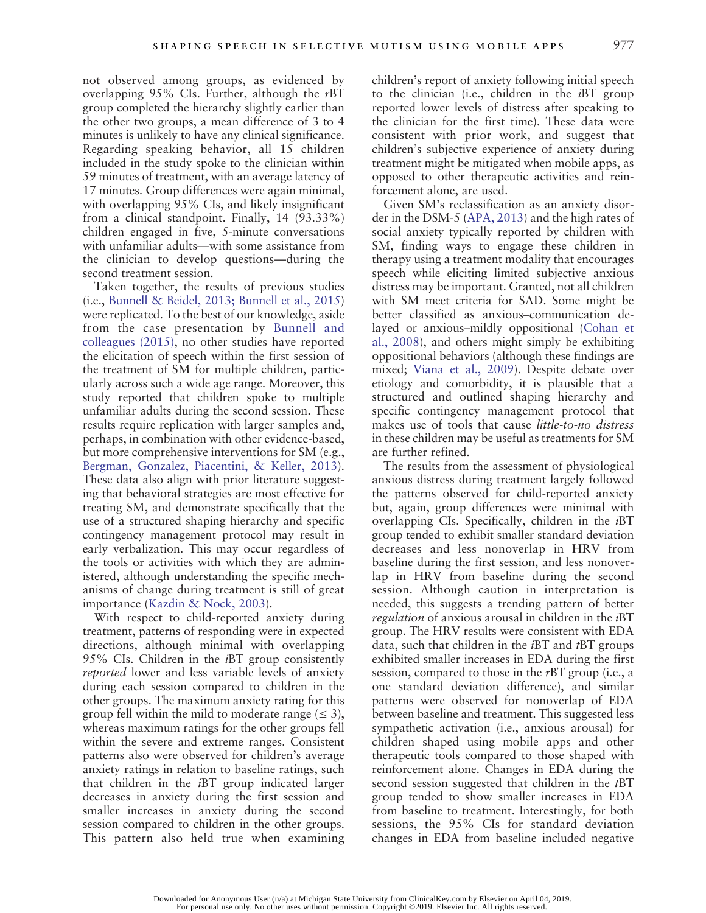not observed among groups, as evidenced by overlapping 95% CIs. Further, although the *r*BT group completed the hierarchy slightly earlier than the other two groups, a mean difference of 3 to 4 minutes is unlikely to have any clinical significance. Regarding speaking behavior, all 15 children included in the study spoke to the clinician within 59 minutes of treatment, with an average latency of 17 minutes. Group differences were again minimal, with overlapping 95% CIs, and likely insignificant from a clinical standpoint. Finally, 14 (93.33%) children engaged in five, 5-minute conversations with unfamiliar adults—with some assistance from the clinician to develop questions—during the second treatment session.

Taken together, the results of previous studies (i.e., Bunnell & Beidel, 2013; Bunnell et al., 2015) were replicated. To the best of our knowledge, aside from the case presentation by Bunnell and colleagues (2015), no other studies have reported the elicitation of speech within the first session of the treatment of SM for multiple children, particularly across such a wide age range. Moreover, this study reported that children spoke to multiple unfamiliar adults during the second session. These results require replication with larger samples and, perhaps, in combination with other evidence-based, but more comprehensive interventions for SM (e.g., Bergman, Gonzalez, Piacentini, & Keller, 2013). These data also align with prior literature suggesting that behavioral strategies are most effective for treating SM, and demonstrate specifically that the use of a structured shaping hierarchy and specific contingency management protocol may result in early verbalization. This may occur regardless of the tools or activities with which they are administered, although understanding the specific mechanisms of change during treatment is still of great importance (Kazdin & Nock, 2003).

With respect to child-reported anxiety during treatment, patterns of responding were in expected directions, although minimal with overlapping 95% CIs. Children in the *i*BT group consistently *reported* lower and less variable levels of anxiety during each session compared to children in the other groups. The maximum anxiety rating for this group fell within the mild to moderate range ($\leq 3$), whereas maximum ratings for the other groups fell within the severe and extreme ranges. Consistent patterns also were observed for children's average anxiety ratings in relation to baseline ratings, such that children in the *i*BT group indicated larger decreases in anxiety during the first session and smaller increases in anxiety during the second session compared to children in the other groups. This pattern also held true when examining children's report of anxiety following initial speech to the clinician (i.e., children in the *i*BT group reported lower levels of distress after speaking to the clinician for the first time). These data were consistent with prior work, and suggest that children's subjective experience of anxiety during treatment might be mitigated when mobile apps, as opposed to other therapeutic activities and reinforcement alone, are used.

Given SM's reclassification as an anxiety disorder in the DSM-5 (APA, 2013) and the high rates of social anxiety typically reported by children with SM, finding ways to engage these children in therapy using a treatment modality that encourages speech while eliciting limited subjective anxious distress may be important. Granted, not all children with SM meet criteria for SAD. Some might be better classified as anxious–communication delayed or anxious–mildly oppositional (Cohan et al., 2008), and others might simply be exhibiting oppositional behaviors (although these findings are mixed; Viana et al., 2009). Despite debate over etiology and comorbidity, it is plausible that a structured and outlined shaping hierarchy and specific contingency management protocol that makes use of tools that cause *little-to-no distress* in these children may be useful as treatments for SM are further refined.

The results from the assessment of physiological anxious distress during treatment largely followed the patterns observed for child-reported anxiety but, again, group differences were minimal with overlapping CIs. Specifically, children in the *i*BT group tended to exhibit smaller standard deviation decreases and less nonoverlap in HRV from baseline during the first session, and less nonoverlap in HRV from baseline during the second session. Although caution in interpretation is needed, this suggests a trending pattern of better *regulation* of anxious arousal in children in the *i*BT group. The HRV results were consistent with EDA data, such that children in the *i*BT and *t*BT groups exhibited smaller increases in EDA during the first session, compared to those in the *r*BT group (i.e., a one standard deviation difference), and similar patterns were observed for nonoverlap of EDA between baseline and treatment. This suggested less sympathetic activation (i.e., anxious arousal) for children shaped using mobile apps and other therapeutic tools compared to those shaped with reinforcement alone. Changes in EDA during the second session suggested that children in the *t*BT group tended to show smaller increases in EDA from baseline to treatment. Interestingly, for both sessions, the 95% CIs for standard deviation changes in EDA from baseline included negative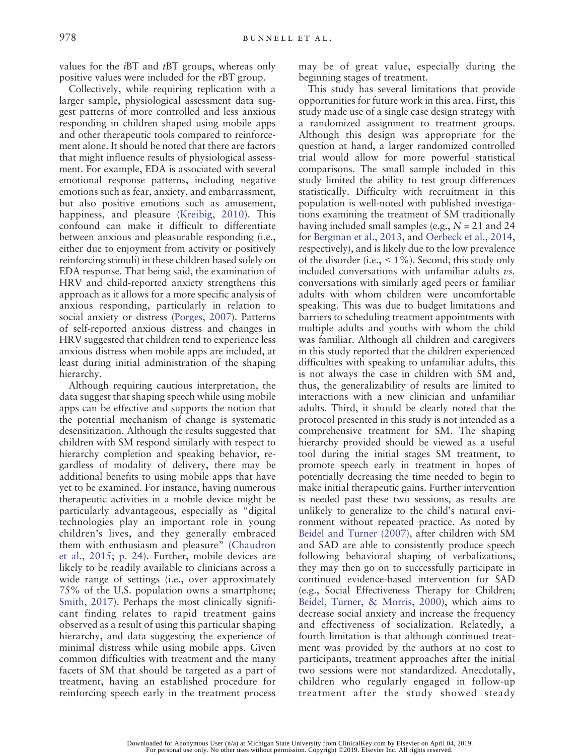values for the *i*BT and *t*BT groups, whereas only positive values were included for the *r*BT group.

Collectively, while requiring replication with a larger sample, physiological assessment data suggest patterns of more controlled and less anxious responding in children shaped using mobile apps and other therapeutic tools compared to reinforcement alone. It should be noted that there are factors that might influence results of physiological assessment. For example, EDA is associated with several emotional response patterns, including negative emotions such as fear, anxiety, and embarrassment, but also positive emotions such as amusement, happiness, and pleasure (Kreibig, 2010). This confound can make it difficult to differentiate between anxious and pleasurable responding (i.e., either due to enjoyment from activity or positively reinforcing stimuli) in these children based solely on EDA response. That being said, the examination of HRV and child-reported anxiety strengthens this approach as it allows for a more specific analysis of anxious responding, particularly in relation to social anxiety or distress (Porges, 2007). Patterns of self-reported anxious distress and changes in HRV suggested that children tend to experience less anxious distress when mobile apps are included, at least during initial administration of the shaping hierarchy.

Although requiring cautious interpretation, the data suggest that shaping speech while using mobile apps can be effective and supports the notion that the potential mechanism of change is systematic desensitization. Although the results suggested that children with SM respond similarly with respect to hierarchy completion and speaking behavior, regardless of modality of delivery, there may be additional benefits to using mobile apps that have yet to be examined. For instance, having numerous therapeutic activities in a mobile device might be particularly advantageous, especially as "digital technologies play an important role in young children's lives, and they generally embraced them with enthusiasm and pleasure" (Chaudron et al., 2015; p. 24). Further, mobile devices are likely to be readily available to clinicians across a wide range of settings (i.e., over approximately 75% of the U.S. population owns a smartphone; Smith, 2017). Perhaps the most clinically significant finding relates to rapid treatment gains observed as a result of using this particular shaping hierarchy, and data suggesting the experience of minimal distress while using mobile apps. Given common difficulties with treatment and the many facets of SM that should be targeted as a part of treatment, having an established procedure for reinforcing speech early in the treatment process may be of great value, especially during the beginning stages of treatment.

This study has several limitations that provide opportunities for future work in this area. First, this study made use of a single case design strategy with a randomized assignment to treatment groups. Although this design was appropriate for the question at hand, a larger randomized controlled trial would allow for more powerful statistical comparisons. The small sample included in this study limited the ability to test group differences statistically. Difficulty with recruitment in this population is well-noted with published investigations examining the treatment of SM traditionally having included small samples (e.g., $N = 21$ and 24 for Bergman et al., 2013, and Oerbeck et al., 2014, respectively), and is likely due to the low prevalence of the disorder (i.e., $\leq 1\%$). Second, this study only included conversations with unfamiliar adults *vs.* conversations with similarly aged peers or familiar adults with whom children were uncomfortable speaking. This was due to budget limitations and barriers to scheduling treatment appointments with multiple adults and youths with whom the child was familiar. Although all children and caregivers in this study reported that the children experienced difficulties with speaking to unfamiliar adults, this is not always the case in children with SM and, thus, the generalizability of results are limited to interactions with a new clinician and unfamiliar adults. Third, it should be clearly noted that the protocol presented in this study is not intended as a comprehensive treatment for SM. The shaping hierarchy provided should be viewed as a useful tool during the initial stages SM treatment, to promote speech early in treatment in hopes of potentially decreasing the time needed to begin to make initial therapeutic gains. Further intervention is needed past these two sessions, as results are unlikely to generalize to the child's natural environment without repeated practice. As noted by Beidel and Turner (2007), after children with SM and SAD are able to consistently produce speech following behavioral shaping of verbalizations, they may then go on to successfully participate in continued evidence-based intervention for SAD (e.g., Social Effectiveness Therapy for Children; Beidel, Turner, & Morris, 2000), which aims to decrease social anxiety and increase the frequency and effectiveness of socialization. Relatedly, a fourth limitation is that although continued treatment was provided by the authors at no cost to participants, treatment approaches after the initial two sessions were not standardized. Anecdotally, children who regularly engaged in follow-up treatment after the study showed steady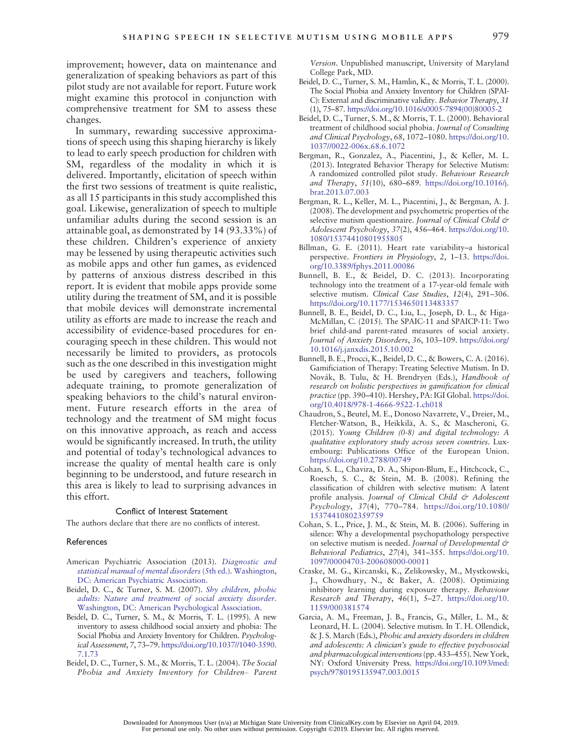improvement; however, data on maintenance and generalization of speaking behaviors as part of this pilot study are not available for report. Future work might examine this protocol in conjunction with comprehensive treatment for SM to assess these changes.

In summary, rewarding successive approximations of speech using this shaping hierarchy is likely to lead to early speech production for children with SM, regardless of the modality in which it is delivered. Importantly, elicitation of speech within the first two sessions of treatment is quite realistic, as all 15 participants in this study accomplished this goal. Likewise, generalization of speech to multiple unfamiliar adults during the second session is an attainable goal, as demonstrated by 14 (93.33%) of these children. Children's experience of anxiety may be lessened by using therapeutic activities such as mobile apps and other fun games, as evidenced by patterns of anxious distress described in this report. It is evident that mobile apps provide some utility during the treatment of SM, and it is possible that mobile devices will demonstrate incremental utility as efforts are made to increase the reach and accessibility of evidence-based procedures for encouraging speech in these children. This would not necessarily be limited to providers, as protocols such as the one described in this investigation might be used by caregivers and teachers, following adequate training, to promote generalization of speaking behaviors to the child's natural environment. Future research efforts in the area of technology and the treatment of SM might focus on this innovative approach, as reach and access would be significantly increased. In truth, the utility and potential of today's technological advances to increase the quality of mental health care is only beginning to be understood, and future research in this area is likely to lead to surprising advances in this effort.

### Conflict of Interest Statement

The authors declare that there are no conflicts of interest.

### References

American Psychiatric Association (2013). *Diagnostic and statistical manual of mental disorders* (5th ed.). Washington, DC: American Psychiatric Association.

Beidel, D. C., & Turner, S. M. (2007). *Shy children, phobic adults: Nature and treatment of social anxiety disorder*. Washington, DC: American Psychological Association.

Beidel, D. C., Turner, S. M., & Morris, T. L. (1995). A new inventory to assess childhood social anxiety and phobia: The Social Phobia and Anxiety Inventory for Children. *Psychological Assessment*, *7*, 73–79. https://doi.org/10.1037//1040-3590.7.1.73

Beidel, D. C., Turner, S. M., & Morris, T. L. (2004). *The Social Phobia and Anxiety Inventory for Children– Parent Version*. Unpublished manuscript, University of Maryland College Park, MD.

Beidel, D. C., Turner, S. M., Hamlin, K., & Morris, T. L. (2000). The Social Phobia and Anxiety Inventory for Children (SPAI-C): External and discriminative validity. *Behavior Therapy*, *31* (1), 75–87. https://doi.org/10.1016/s0005-7894(00)80005-2

Beidel, D. C., Turner, S. M., & Morris, T. L. (2000). Behavioral treatment of childhood social phobia. *Journal of Consulting and Clinical Psychology*, *68*, 1072–1080. https://doi.org/10.1037//0022-006x.68.6.1072

Bergman, R., Gonzalez, A., Piacentini, J., & Keller, M. L. (2013). Integrated Behavior Therapy for Selective Mutism: A randomized controlled pilot study. *Behaviour Research and Therapy*, *51*(10), 680–689. https://doi.org/10.1016/j.brat.2013.07.003

Bergman, R. L., Keller, M. L., Piacentini, J., & Bergman, A. J. (2008). The development and psychometric properties of the selective mutism questionnaire. *Journal of Clinical Child & Adolescent Psychology*, *37*(2), 456–464. https://doi.org/10.1080/15374410801955805

Billman, G. E. (2011). Heart rate variability–a historical perspective. *Frontiers in Physiology*, *2*, 1–13. https://doi.org/10.3389/fphys.2011.00086

Bunnell, B. E., & Beidel, D. C. (2013). Incorporating technology into the treatment of a 17-year-old female with selective mutism. *Clinical Case Studies*, *12*(4), 291–306. https://doi.org/10.1177/1534650113483357

Bunnell, B. E., Beidel, D. C., Liu, L., Joseph, D. L., & Higa-McMillan, C. (2015). The SPAIC-11 and SPAICP-11: Two brief child-and parent-rated measures of social anxiety. *Journal of Anxiety Disorders*, *36*, 103–109. https://doi.org/10.1016/j.janxdis.2015.10.002

Bunnell, B. E., Procci, K., Beidel, D. C., & Bowers, C. A. (2016). Gamificiation of Therapy: Treating Selective Mutism. In D. Novák, B. Tulu, & H. Brendryen (Eds.), *Handbook of research on holistic perspectives in gamification for clinical practice* (pp. 390–410). Hershey, PA: IGI Global. https://doi.org/10.4018/978-1-4666-9522-1.ch018

Chaudron, S., Beutel, M. E., Donoso Navarrete, V., Dreier, M., Fletcher-Watson, B., Heikkilä, A. S., & Mascheroni, G. (2015). *Young Children (0-8) and digital technology: A qualitative exploratory study across seven countries*. Luxembourg: Publications Office of the European Union. https://doi.org/10.2788/00749

Cohan, S. L., Chavira, D. A., Shipon-Blum, E., Hitchcock, C., Roesch, S. C., & Stein, M. B. (2008). Refining the classification of children with selective mutism: A latent profile analysis. *Journal of Clinical Child & Adolescent Psychology*, *37*(4), 770–784. https://doi.org/10.1080/15374410802359759

Cohan, S. L., Price, J. M., & Stein, M. B. (2006). Suffering in silence: Why a developmental psychopathology perspective on selective mutism is needed. *Journal of Developmental & Behavioral Pediatrics*, *27*(4), 341–355. https://doi.org/10.1097/00004703-200608000-00011

Craske, M. G., Kircanski, K., Zelikowsky, M., Mystkowski, J., Chowdhury, N., & Baker, A. (2008). Optimizing inhibitory learning during exposure therapy. *Behaviour Research and Therapy*, *46*(1), 5–27. https://doi.org/10.1159/000381574

Garcia, A. M., Freeman, J. B., Francis, G., Miller, L. M., & Leonard, H. L. (2004). Selective mutism. In T. H. Ollendick, & J. S. March (Eds.), *Phobic and anxiety disorders in children and adolescents: A clinician's guide to effective psychosocial and pharmacological interventions* (pp. 433–455). New York, NY: Oxford University Press. https://doi.org/10.1093/med:psych/9780195135947.003.0015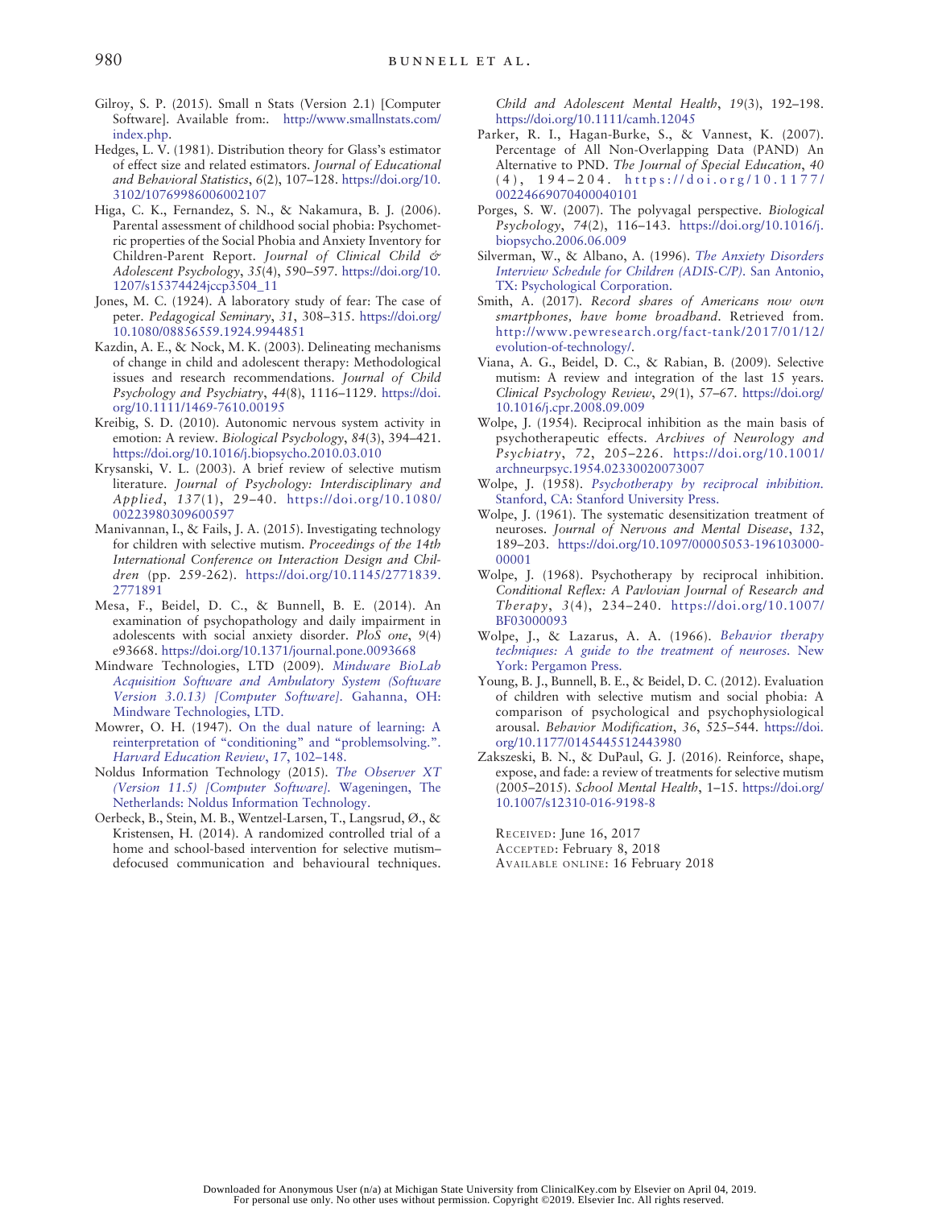Gilroy, S. P. (2015). Small n Stats (Version 2.1) [Computer Software]. Available from:. http://www.smallnstats.com/index.php.

Hedges, L. V. (1981). Distribution theory for Glass's estimator of effect size and related estimators. *Journal of Educational and Behavioral Statistics*, 6(2), 107–128. https://doi.org/10.3102/10769986006002107

Higa, C. K., Fernandez, S. N., & Nakamura, B. J. (2006). Parental assessment of childhood social phobia: Psychometric properties of the Social Phobia and Anxiety Inventory for Children-Parent Report. *Journal of Clinical Child & Adolescent Psychology*, *35*(4), 590–597. https://doi.org/10.1207/s15374424jccp3504_11

Jones, M. C. (1924). A laboratory study of fear: The case of peter. *Pedagogical Seminary*, *31*, 308–315. https://doi.org/10.1080/08856559.1924.9944851

Kazdin, A. E., & Nock, M. K. (2003). Delineating mechanisms of change in child and adolescent therapy: Methodological issues and research recommendations. *Journal of Child Psychology and Psychiatry*, *44*(8), 1116–1129. https://doi.org/10.1111/1469-7610.00195

Kreibig, S. D. (2010). Autonomic nervous system activity in emotion: A review. *Biological Psychology*, *84*(3), 394–421. https://doi.org/10.1016/j.biopsycho.2010.03.010

Krysanski, V. L. (2003). A brief review of selective mutism literature. *Journal of Psychology: Interdisciplinary and Applied*, *137*(1), 29–40. https://doi.org/10.1080/00223980309600597

Manivannan, I., & Fails, J. A. (2015). Investigating technology for children with selective mutism. *Proceedings of the 14th International Conference on Interaction Design and Children* (pp. 259-262). https://doi.org/10.1145/2771839.2771891

Mesa, F., Beidel, D. C., & Bunnell, B. E. (2014). An examination of psychopathology and daily impairment in adolescents with social anxiety disorder. *PloS one*, *9*(4) e93668. https://doi.org/10.1371/journal.pone.0093668

Mindware Technologies, LTD (2009). *Mindware BioLab Acquisition Software and Ambulatory System (Software Version 3.0.13) [Computer Software]*. Gahanna, OH: Mindware Technologies, LTD.

Mowrer, O. H. (1947). On the dual nature of learning: A reinterpretation of "conditioning" and "problemsolving.". *Harvard Education Review*, *17*, 102–148.

Noldus Information Technology (2015). *The Observer XT (Version 11.5) [Computer Software]*. Wageningen, The Netherlands: Noldus Information Technology.

Oerbeck, B., Stein, M. B., Wentzel-Larsen, T., Langsrud, Ø., & Kristensen, H. (2014). A randomized controlled trial of a home and school-based intervention for selective mutism–defocused communication and behavioural techniques. *Child and Adolescent Mental Health*, *19*(3), 192–198. https://doi.org/10.1111/camh.12045

Parker, R. I., Hagan-Burke, S., & Vannest, K. (2007). Percentage of All Non-Overlapping Data (PAND) An Alternative to PND. *The Journal of Special Education*, *40*(4), 194–204. https://doi.org/10.1177/00224669070400040101

Porges, S. W. (2007). The polyvagal perspective. *Biological Psychology*, *74*(2), 116–143. https://doi.org/10.1016/j.biopsycho.2006.06.009

Silverman, W., & Albano, A. (1996). *The Anxiety Disorders Interview Schedule for Children (ADIS-C/P)*. San Antonio, TX: Psychological Corporation.

Smith, A. (2017). *Record shares of Americans now own smartphones, have home broadband*. Retrieved from. http://www.pewresearch.org/fact-tank/2017/01/12/evolution-of-technology/.

Viana, A. G., Beidel, D. C., & Rabian, B. (2009). Selective mutism: A review and integration of the last 15 years. *Clinical Psychology Review*, *29*(1), 57–67. https://doi.org/10.1016/j.cpr.2008.09.009

Wolpe, J. (1954). Reciprocal inhibition as the main basis of psychotherapeutic effects. *Archives of Neurology and Psychiatry*, *72*, 205–226. https://doi.org/10.1001/archneurpsyc.1954.02330020073007

Wolpe, J. (1958). *Psychotherapy by reciprocal inhibition*. Stanford, CA: Stanford University Press.

Wolpe, J. (1961). The systematic desensitization treatment of neuroses. *Journal of Nervous and Mental Disease*, *132*, 189–203. https://doi.org/10.1097/00005053-196103000-00001

Wolpe, J. (1968). Psychotherapy by reciprocal inhibition. *Conditional Reflex: A Pavlovian Journal of Research and Therapy*, *3*(4), 234–240. https://doi.org/10.1007/BF03000093

Wolpe, J., & Lazarus, A. A. (1966). *Behavior therapy techniques: A guide to the treatment of neuroses*. New York: Pergamon Press.

Young, B. J., Bunnell, B. E., & Beidel, D. C. (2012). Evaluation of children with selective mutism and social phobia: A comparison of psychological and psychophysiological arousal. *Behavior Modification*, *36*, 525–544. https://doi.org/10.1177/0145445512443980

Zakszeski, B. N., & DuPaul, G. J. (2016). Reinforce, shape, expose, and fade: a review of treatments for selective mutism (2005–2015). *School Mental Health*, 1–15. https://doi.org/10.1007/s12310-016-9198-8

RECEIVED: June 16, 2017
ACCEPTED: February 8, 2018
AVAILABLE ONLINE: 16 February 2018